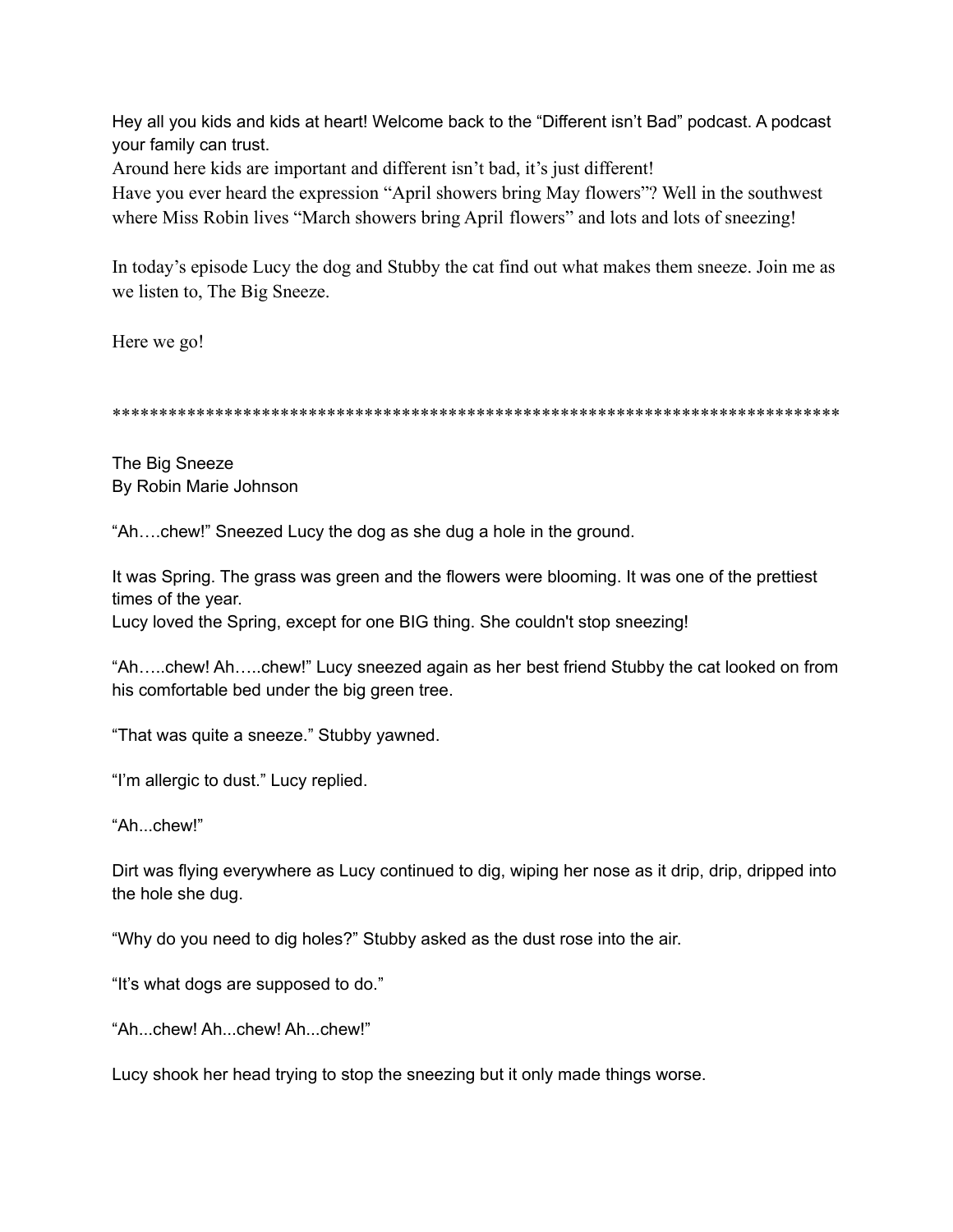Hey all you kids and kids at heart! Welcome back to the "Different isn't Bad" podcast. A podcast your family can trust.

Around here kids are important and different isn't bad, it's just different!

Have you ever heard the expression "April showers bring May flowers"? Well in the southwest where Miss Robin lives "March showers bring April flowers" and lots and lots of sneezing!

In today's episode Lucy the dog and Stubby the cat find out what makes them sneeze. Join me as we listen to, The Big Sneeze.

Here we go!

********************************************************************************

The Big Sneeze

By Robin Marie Johnson

"Ah….chew!" Sneezed Lucy the dog as she dug a hole in the ground.

It was Spring. The grass was green and the flowers were blooming. It was one of the prettiest times of the year.

Lucy loved the Spring, except for one BIG thing. She couldn't stop sneezing!

"Ah…..chew! Ah…..chew!" Lucy sneezed again as her best friend Stubby the cat looked on from his comfortable bed under the big green tree.

"That was quite a sneeze." Stubby yawned.

"I'm allergic to dust." Lucy replied.

"Ah...chew!"

Dirt was flying everywhere as Lucy continued to dig, wiping her nose as it drip, drip, dripped into the hole she dug.

"Why do you need to dig holes?" Stubby asked as the dust rose into the air.

"It's what dogs are supposed to do."

"Ah...chew! Ah...chew! Ah...chew!"

Lucy shook her head trying to stop the sneezing but it only made things worse.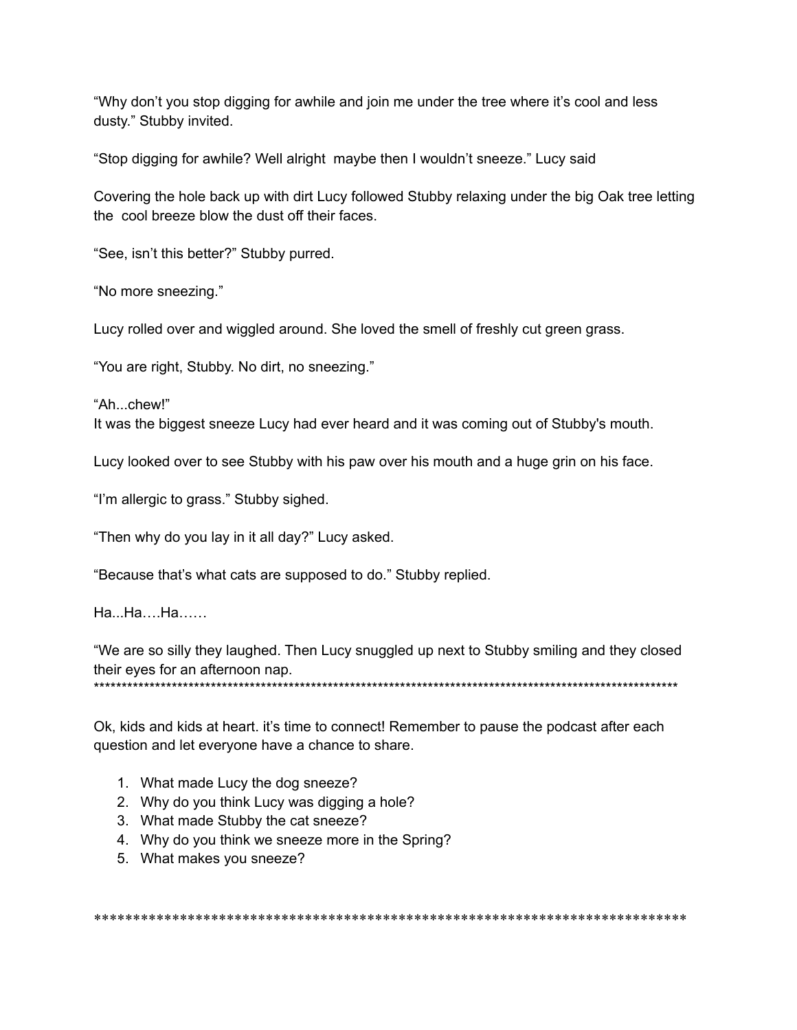“Why don’t you stop digging for awhile and join me under the tree where it’s cool and less dusty.” Stubby invited.

“Stop digging for awhile? Well alright  maybe then I wouldn’t sneeze.” Lucy said

Covering the hole back up with dirt Lucy followed Stubby relaxing under the big Oak tree letting the  cool breeze blow the dust off their faces.

“See, isn’t this better?” Stubby purred.

“No more sneezing.”

Lucy rolled over and wiggled around. She loved the smell of freshly cut green grass.

“You are right, Stubby. No dirt, no sneezing.”

“Ah...chew!”
It was the biggest sneeze Lucy had ever heard and it was coming out of Stubby's mouth.

Lucy looked over to see Stubby with his paw over his mouth and a huge grin on his face.

“I’m allergic to grass.” Stubby sighed.

“Then why do you lay in it all day?” Lucy asked.

“Because that’s what cats are supposed to do.” Stubby replied.

Ha...Ha….Ha……

“We are so silly they laughed. Then Lucy snuggled up next to Stubby smiling and they closed their eyes for an afternoon nap.
**************************************************************************************************************

Ok, kids and kids at heart. it’s time to connect! Remember to pause the podcast after each question and let everyone have a chance to share.

1. What made Lucy the dog sneeze?
2. Why do you think Lucy was digging a hole?
3. What made Stubby the cat sneeze?
4. Why do you think we sneeze more in the Spring?
5. What makes you sneeze?

******************************************************************************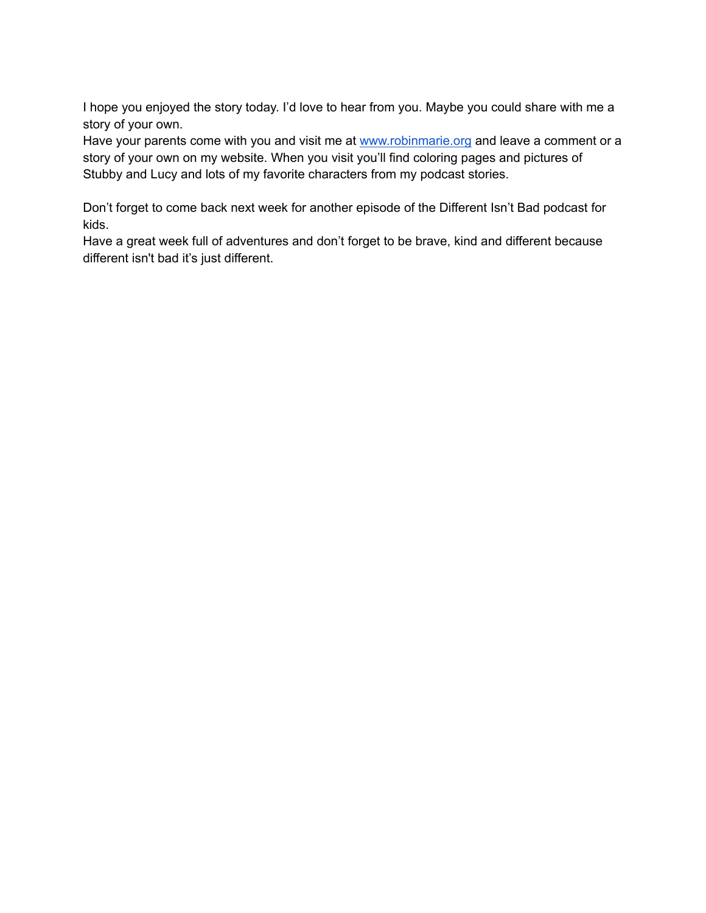I hope you enjoyed the story today. I'd love to hear from you. Maybe you could share with me a story of your own.
Have your parents come with you and visit me at [www.robinmarie.org](http://www.robinmarie.org) and leave a comment or a story of your own on my website. When you visit you'll find coloring pages and pictures of Stubby and Lucy and lots of my favorite characters from my podcast stories.

Don't forget to come back next week for another episode of the Different Isn't Bad podcast for kids.
Have a great week full of adventures and don't forget to be brave, kind and different because different isn't bad it's just different.